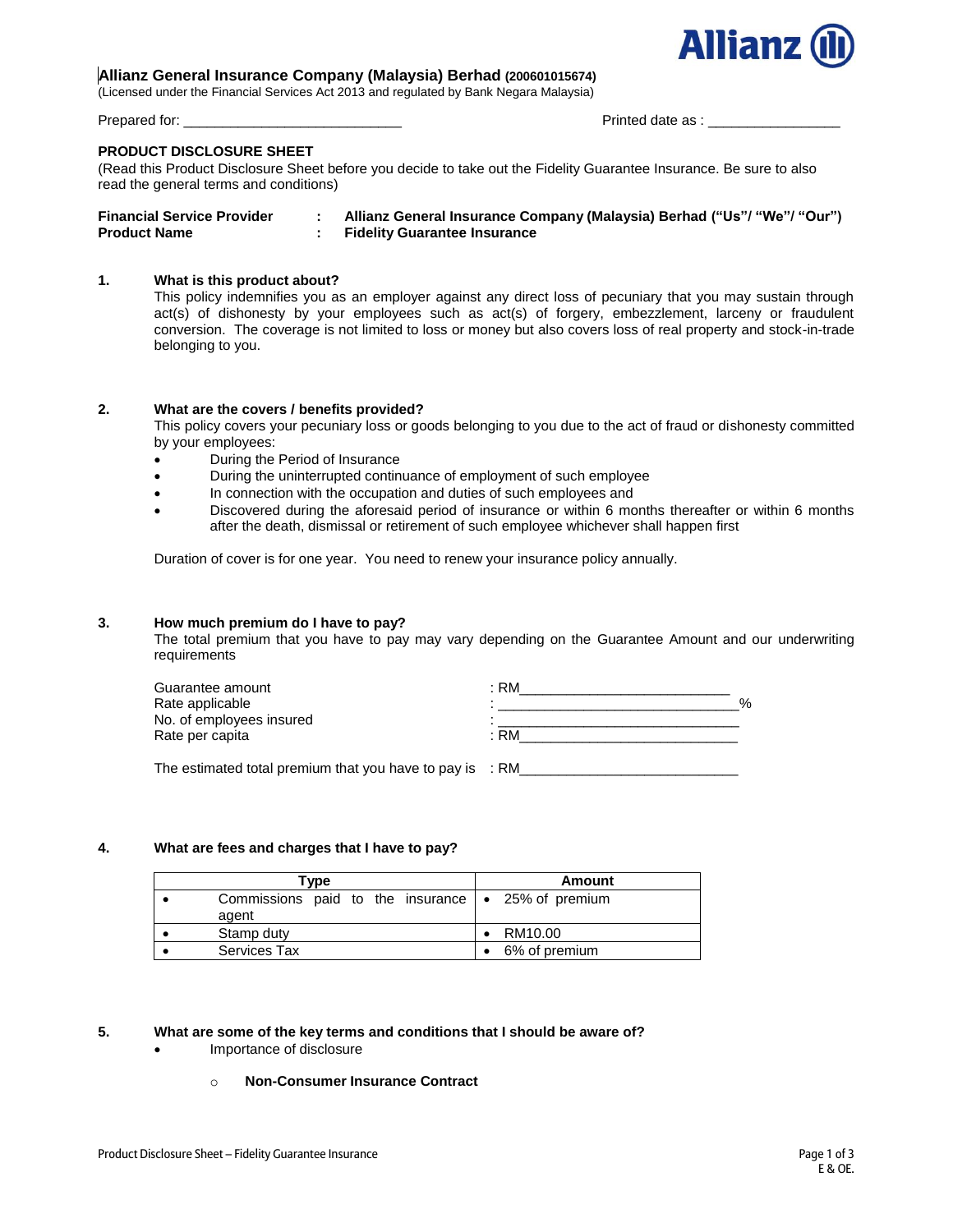**Allianz General Insurance Company (Malaysia) Berhad (200601015674)**
(Licensed under the Financial Services Act 2013 and regulated by Bank Negara Malaysia)

Prepared for: ____________________________ Printed date as : _________________

## PRODUCT DISCLOSURE SHEET

(Read this Product Disclosure Sheet before you decide to take out the Fidelity Guarantee Insurance. Be sure to also read the general terms and conditions)

**Financial Service Provider : Allianz General Insurance Company (Malaysia) Berhad ("Us"/ "We"/ "Our")**
**Product Name : Fidelity Guarantee Insurance**

### 1. What is this product about?

This policy indemnifies you as an employer against any direct loss of pecuniary that you may sustain through act(s) of dishonesty by your employees such as act(s) of forgery, embezzlement, larceny or fraudulent conversion. The coverage is not limited to loss or money but also covers loss of real property and stock-in-trade belonging to you.

### 2. What are the covers / benefits provided?

This policy covers your pecuniary loss or goods belonging to you due to the act of fraud or dishonesty committed by your employees:

- During the Period of Insurance
- During the uninterrupted continuance of employment of such employee
- In connection with the occupation and duties of such employees and
- Discovered during the aforesaid period of insurance or within 6 months thereafter or within 6 months after the death, dismissal or retirement of such employee whichever shall happen first

Duration of cover is for one year. You need to renew your insurance policy annually.

### 3. How much premium do I have to pay?

The total premium that you have to pay may vary depending on the Guarantee Amount and our underwriting requirements

Guarantee amount : RM___________________________
Rate applicable : ______________________________%
No. of employees insured : ______________________________
Rate per capita : RM____________________________

The estimated total premium that you have to pay is : RM____________________________

### 4. What are fees and charges that I have to pay?

| Type | Amount |
|---|---|
| • Commissions paid to the insurance agent | • 25% of premium |
| • Stamp duty | • RM10.00 |
| • Services Tax | • 6% of premium |

### 5. What are some of the key terms and conditions that I should be aware of?

- Importance of disclosure
  - **Non-Consumer Insurance Contract**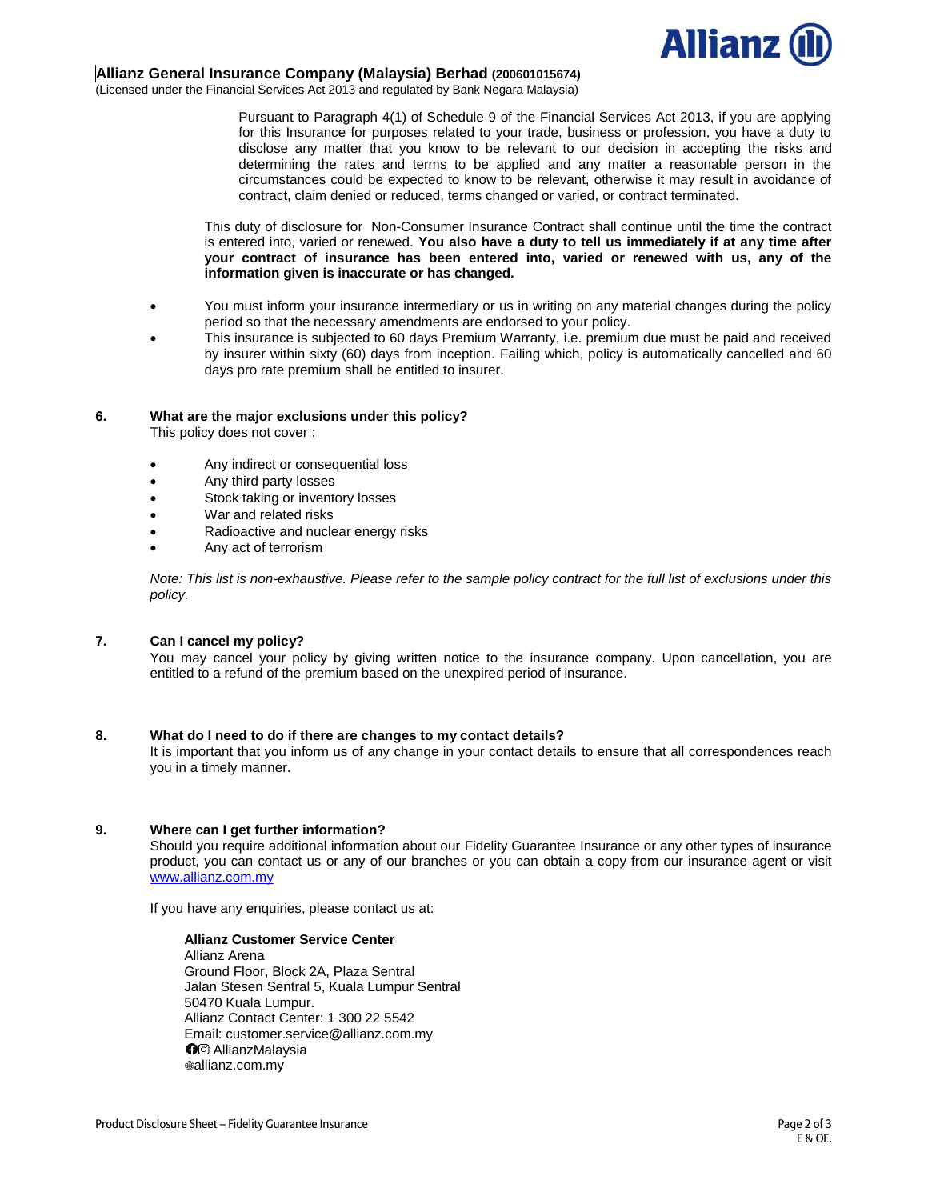**Allianz General Insurance Company (Malaysia) Berhad (200601015674)**
(Licensed under the Financial Services Act 2013 and regulated by Bank Negara Malaysia)

Pursuant to Paragraph 4(1) of Schedule 9 of the Financial Services Act 2013, if you are applying for this Insurance for purposes related to your trade, business or profession, you have a duty to disclose any matter that you know to be relevant to our decision in accepting the risks and determining the rates and terms to be applied and any matter a reasonable person in the circumstances could be expected to know to be relevant, otherwise it may result in avoidance of contract, claim denied or reduced, terms changed or varied, or contract terminated.

This duty of disclosure for Non-Consumer Insurance Contract shall continue until the time the contract is entered into, varied or renewed. **You also have a duty to tell us immediately if at any time after your contract of insurance has been entered into, varied or renewed with us, any of the information given is inaccurate or has changed.**

- You must inform your insurance intermediary or us in writing on any material changes during the policy period so that the necessary amendments are endorsed to your policy.
- This insurance is subjected to 60 days Premium Warranty, i.e. premium due must be paid and received by insurer within sixty (60) days from inception. Failing which, policy is automatically cancelled and 60 days pro rate premium shall be entitled to insurer.

## 6. What are the major exclusions under this policy?

This policy does not cover :

- Any indirect or consequential loss
- Any third party losses
- Stock taking or inventory losses
- War and related risks
- Radioactive and nuclear energy risks
- Any act of terrorism

*Note: This list is non-exhaustive. Please refer to the sample policy contract for the full list of exclusions under this policy.*

## 7. Can I cancel my policy?

You may cancel your policy by giving written notice to the insurance company. Upon cancellation, you are entitled to a refund of the premium based on the unexpired period of insurance.

## 8. What do I need to do if there are changes to my contact details?

It is important that you inform us of any change in your contact details to ensure that all correspondences reach you in a timely manner.

## 9. Where can I get further information?

Should you require additional information about our Fidelity Guarantee Insurance or any other types of insurance product, you can contact us or any of our branches or you can obtain a copy from our insurance agent or visit www.allianz.com.my

If you have any enquiries, please contact us at:

**Allianz Customer Service Center**
Allianz Arena
Ground Floor, Block 2A, Plaza Sentral
Jalan Stesen Sentral 5, Kuala Lumpur Sentral
50470 Kuala Lumpur.
Allianz Contact Center: 1 300 22 5542
Email: customer.service@allianz.com.my
AllianzMalaysia
allianz.com.my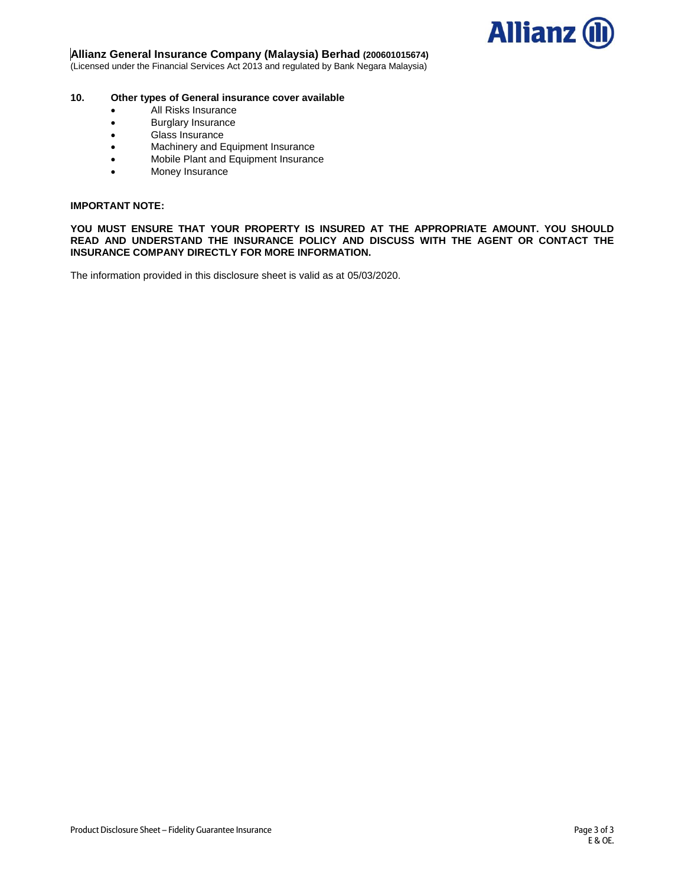**Allianz General Insurance Company (Malaysia) Berhad (200601015674)**
(Licensed under the Financial Services Act 2013 and regulated by Bank Negara Malaysia)

**10. Other types of General insurance cover available**

- All Risks Insurance
- Burglary Insurance
- Glass Insurance
- Machinery and Equipment Insurance
- Mobile Plant and Equipment Insurance
- Money Insurance

**IMPORTANT NOTE:**

**YOU MUST ENSURE THAT YOUR PROPERTY IS INSURED AT THE APPROPRIATE AMOUNT. YOU SHOULD READ AND UNDERSTAND THE INSURANCE POLICY AND DISCUSS WITH THE AGENT OR CONTACT THE INSURANCE COMPANY DIRECTLY FOR MORE INFORMATION.**

The information provided in this disclosure sheet is valid as at 05/03/2020.

E & OE.